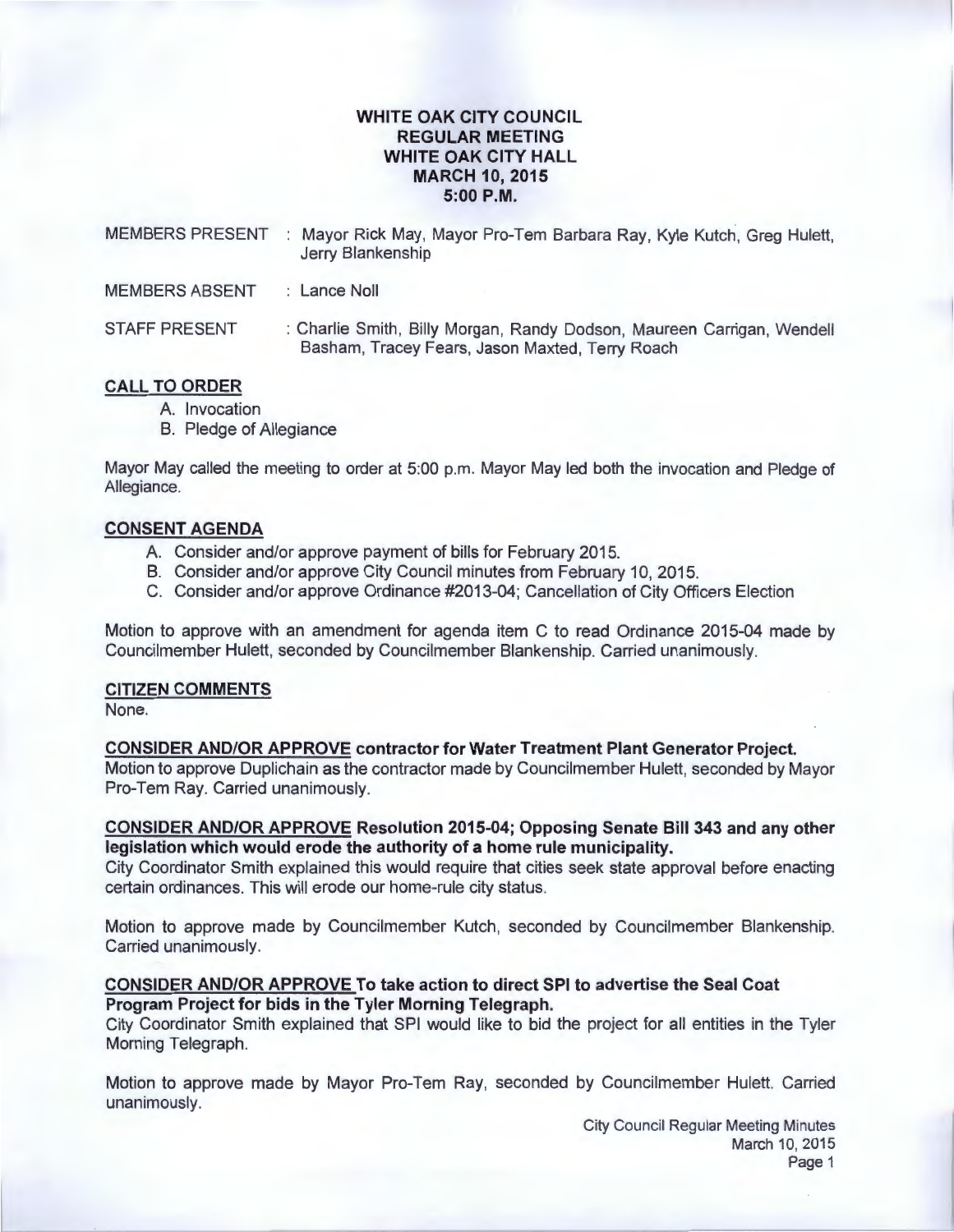# WHITE OAK CITY COUNCIL
## REGULAR MEETING
## WHITE OAK CITY HALL
## MARCH 10, 2015
## 5:00 P.M.

MEMBERS PRESENT : Mayor Rick May, Mayor Pro-Tem Barbara Ray, Kyle Kutch, Greg Hulett, Jerry Blankenship

MEMBERS ABSENT : Lance Noll

STAFF PRESENT : Charlie Smith, Billy Morgan, Randy Dodson, Maureen Carrigan, Wendell Basham, Tracey Fears, Jason Maxted, Terry Roach

**CALL TO ORDER**

A. Invocation
B. Pledge of Allegiance

Mayor May called the meeting to order at 5:00 p.m. Mayor May led both the invocation and Pledge of Allegiance.

**CONSENT AGENDA**

A. Consider and/or approve payment of bills for February 2015.
B. Consider and/or approve City Council minutes from February 10, 2015.
C. Consider and/or approve Ordinance #2013-04; Cancellation of City Officers Election

Motion to approve with an amendment for agenda item C to read Ordinance 2015-04 made by Councilmember Hulett, seconded by Councilmember Blankenship. Carried unanimously.

**CITIZEN COMMENTS**

None.

**CONSIDER AND/OR APPROVE contractor for Water Treatment Plant Generator Project.**

Motion to approve Duplichain as the contractor made by Councilmember Hulett, seconded by Mayor Pro-Tem Ray. Carried unanimously.

**CONSIDER AND/OR APPROVE Resolution 2015-04; Opposing Senate Bill 343 and any other legislation which would erode the authority of a home rule municipality.**

City Coordinator Smith explained this would require that cities seek state approval before enacting certain ordinances. This will erode our home-rule city status.

Motion to approve made by Councilmember Kutch, seconded by Councilmember Blankenship. Carried unanimously.

**CONSIDER AND/OR APPROVE To take action to direct SPI to advertise the Seal Coat Program Project for bids in the Tyler Morning Telegraph.**

City Coordinator Smith explained that SPI would like to bid the project for all entities in the Tyler Morning Telegraph.

Motion to approve made by Mayor Pro-Tem Ray, seconded by Councilmember Hulett. Carried unanimously.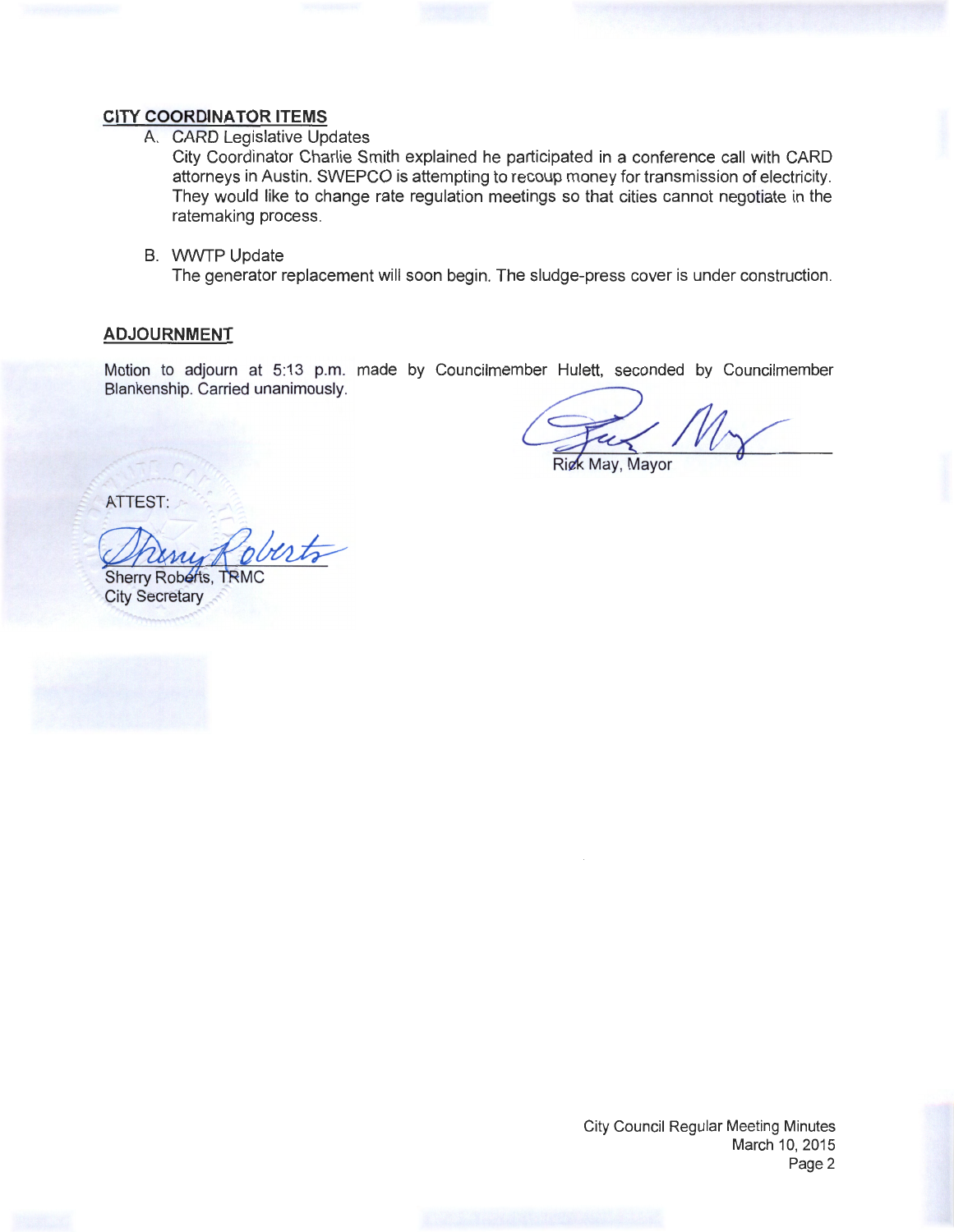**CITY COORDINATOR ITEMS**

A. CARD Legislative Updates

City Coordinator Charlie Smith explained he participated in a conference call with CARD attorneys in Austin. SWEPCO is attempting to recoup money for transmission of electricity. They would like to change rate regulation meetings so that cities cannot negotiate in the ratemaking process.

B. WWTP Update

The generator replacement will soon begin. The sludge-press cover is under construction.

**ADJOURNMENT**

Motion to adjourn at 5:13 p.m. made by Councilmember Hulett, seconded by Councilmember Blankenship. Carried unanimously.

Rick May, Mayor

ATTEST:

Sherry Roberts, TRMC
City Secretary

City Council Regular Meeting Minutes
March 10, 2015